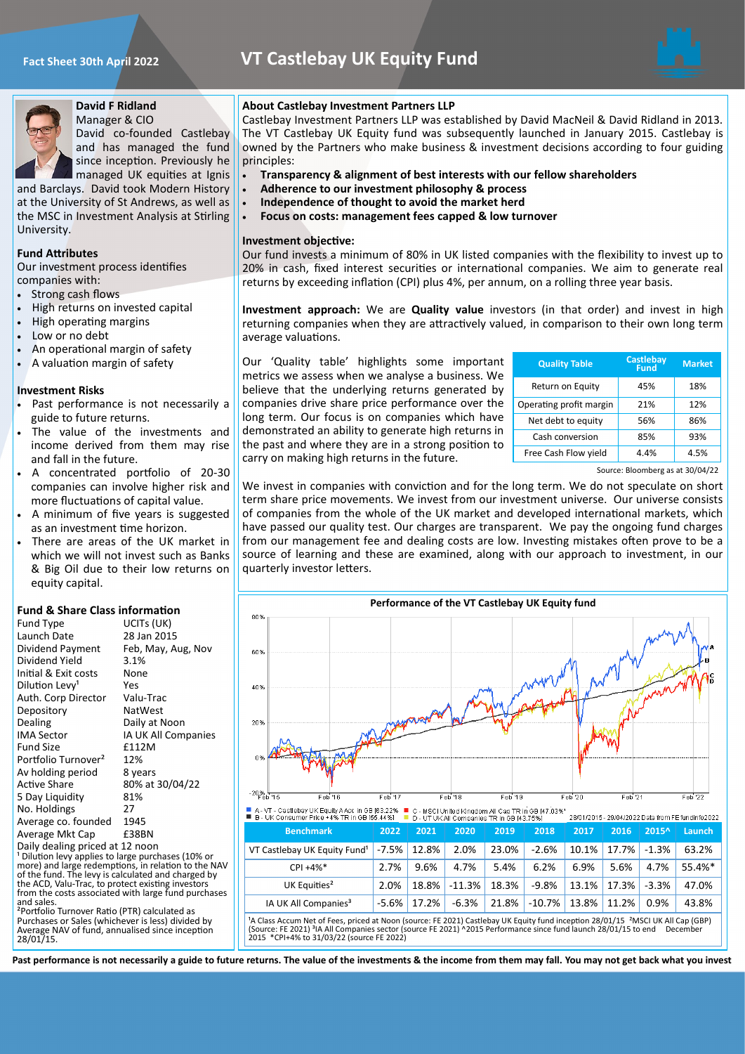Fact Sheet 30th April 2022

# VT Castlebay UK Equity Fund

**David F Ridland**
Manager & CIO

David co-founded Castlebay and has managed the fund since inception. Previously he managed UK equities at Ignis and Barclays. David took Modern History at the University of St Andrews, as well as the MSC in Investment Analysis at Stirling University.

## Fund Attributes

Our investment process identifies companies with:

- Strong cash flows
- High returns on invested capital
- High operating margins
- Low or no debt
- An operational margin of safety
- A valuation margin of safety

## Investment Risks

- Past performance is not necessarily a guide to future returns.
- The value of the investments and income derived from them may rise and fall in the future.
- A concentrated portfolio of 20-30 companies can involve higher risk and more fluctuations of capital value.
- A minimum of five years is suggested as an investment time horizon.
- There are areas of the UK market in which we will not invest such as Banks & Big Oil due to their low returns on equity capital.

## Fund & Share Class information

| | |
|---|---|
| Fund Type | UCITs (UK) |
| Launch Date | 28 Jan 2015 |
| Dividend Payment | Feb, May, Aug, Nov |
| Dividend Yield | 3.1% |
| Initial & Exit costs | None |
| Dilution Levy[1] | Yes |
| Auth. Corp Director | Valu-Trac |
| Depository | NatWest |
| Dealing | Daily at Noon |
| IMA Sector | IA UK All Companies |
| Fund Size | £112M |
| Portfolio Turnover[2] | 12% |
| Av holding period | 8 years |
| Active Share | 80% at 30/04/22 |
| 5 Day Liquidity | 81% |
| No. Holdings | 27 |
| Average co. founded | 1945 |
| Average Mkt Cap | £38BN |

Daily dealing priced at 12 noon

[1] Dilution levy applies to large purchases (10% or more) and large redemptions, in relation to the NAV of the fund. The levy is calculated and charged by the ACD, Valu-Trac, to protect existing investors from the costs associated with large fund purchases and sales.

[2]Portfolio Turnover Ratio (PTR) calculated as Purchases or Sales (whichever is less) divided by Average NAV of fund, annualised since inception 28/01/15.

## About Castlebay Investment Partners LLP

Castlebay Investment Partners LLP was established by David MacNeil & David Ridland in 2013. The VT Castlebay UK Equity fund was subsequently launched in January 2015. Castlebay is owned by the Partners who make business & investment decisions according to four guiding principles:

- **Transparency & alignment of best interests with our fellow shareholders**
- **Adherence to our investment philosophy & process**
- **Independence of thought to avoid the market herd**
- **Focus on costs: management fees capped & low turnover**

**Investment objective:**

Our fund invests a minimum of 80% in UK listed companies with the flexibility to invest up to 20% in cash, fixed interest securities or international companies. We aim to generate real returns by exceeding inflation (CPI) plus 4%, per annum, on a rolling three year basis.

**Investment approach:** We are **Quality value** investors (in that order) and invest in high returning companies when they are attractively valued, in comparison to their own long term average valuations.

Our 'Quality table' highlights some important metrics we assess when we analyse a business. We believe that the underlying returns generated by companies drive share price performance over the long term. Our focus is on companies which have demonstrated an ability to generate high returns in the past and where they are in a strong position to carry on making high returns in the future.

| Quality Table | Castlebay Fund | Market |
|---|---|---|
| Return on Equity | 45% | 18% |
| Operating profit margin | 21% | 12% |
| Net debt to equity | 56% | 86% |
| Cash conversion | 85% | 93% |
| Free Cash Flow yield | 4.4% | 4.5% |

Source: Bloomberg as at 30/04/22

We invest in companies with conviction and for the long term. We do not speculate on short term share price movements. We invest from our investment universe. Our universe consists of companies from the whole of the UK market and developed international markets, which have passed our quality test. Our charges are transparent. We pay the ongoing fund charges from our management fee and dealing costs are low. Investing mistakes often prove to be a source of learning and these are examined, along with our approach to investment, in our quarterly investor letters.

**Performance of the VT Castlebay UK Equity fund**

A - VT - Castlebay UK Equity A Acc in GB [63.22%]
B - UK Consumer Price +4% TR in GB [55.44%]
C - MSCI United Kingdom All Cap TR in GB [47.03%]
D - UT UK All Companies TR in GB [43.75%]

28/01/2015 - 29/04/2022 Data from FE fundinfo2022

| Benchmark | 2022 | 2021 | 2020 | 2019 | 2018 | 2017 | 2016 | 2015^ | Launch |
|---|---|---|---|---|---|---|---|---|---|
| VT Castlebay UK Equity Fund[1] | -7.5% | 12.8% | 2.0% | 23.0% | -2.6% | 10.1% | 17.7% | -1.3% | 63.2% |
| CPI +4%* | 2.7% | 9.6% | 4.7% | 5.4% | 6.2% | 6.9% | 5.6% | 4.7% | 55.4%* |
| UK Equities[2] | 2.0% | 18.8% | -11.3% | 18.3% | -9.8% | 13.1% | 17.3% | -3.3% | 47.0% |
| IA UK All Companies[3] | -5.6% | 17.2% | -6.3% | 21.8% | -10.7% | 13.8% | 11.2% | 0.9% | 43.8% |

[1]A Class Accum Net of Fees, priced at Noon (source: FE 2021) Castlebay UK Equity fund inception 28/01/15 [2]MSCI UK All Cap (GBP) (Source: FE 2021) [3]IA All Companies sector (source FE 2021) ^2015 Performance since fund launch 28/01/15 to end December 2015 *CPI+4% to 31/03/22 (source FE 2022)

**Past performance is not necessarily a guide to future returns. The value of the investments & the income from them may fall. You may not get back what you invest**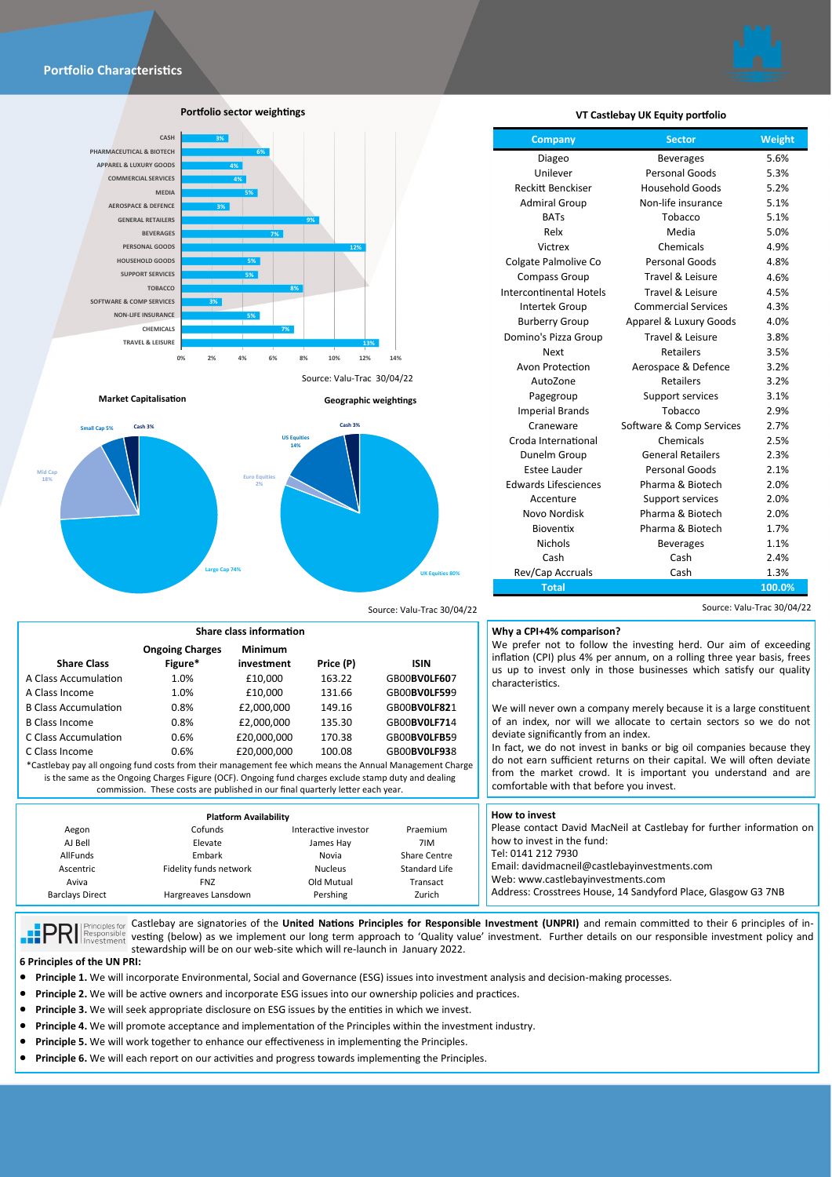## Portfolio Characteristics

### Portfolio sector weightings

| Sector | Weighting |
|---|---|
| CASH | 3% |
| PHARMACEUTICAL & BIOTECH | 6% |
| APPAREL & LUXURY GOODS | 4% |
| COMMERCIAL SERVICES | 4% |
| MEDIA | 5% |
| AEROSPACE & DEFENCE | 3% |
| GENERAL RETAILERS | 9% |
| BEVERAGES | 7% |
| PERSONAL GOODS | 12% |
| HOUSEHOLD GOODS | 5% |
| SUPPORT SERVICES | 5% |
| TOBACCO | 8% |
| SOFTWARE & COMP SERVICES | 3% |
| NON-LIFE INSURANCE | 5% |
| CHEMICALS | 7% |
| TRAVEL & LEISURE | 13% |

Source: Valu-Trac 30/04/22

### Market Capitalisation

| Category | Weighting |
|---|---|
| Large Cap | 74% |
| Mid Cap | 18% |
| Small Cap | 5% |
| Cash | 3% |

### Geographic weightings

| Region | Weighting |
|---|---|
| UK Equities | 80% |
| US Equities | 14% |
| Euro Equities | 2% |
| Cash | 3% |

Source: Valu-Trac 30/04/22

### VT Castlebay UK Equity portfolio

| Company | Sector | Weight |
|---|---|---|
| Diageo | Beverages | 5.6% |
| Unilever | Personal Goods | 5.3% |
| Reckitt Benckiser | Household Goods | 5.2% |
| Admiral Group | Non-life insurance | 5.1% |
| BATs | Tobacco | 5.1% |
| Relx | Media | 5.0% |
| Victrex | Chemicals | 4.9% |
| Colgate Palmolive Co | Personal Goods | 4.8% |
| Compass Group | Travel & Leisure | 4.6% |
| Intercontinental Hotels | Travel & Leisure | 4.5% |
| Intertek Group | Commercial Services | 4.3% |
| Burberry Group | Apparel & Luxury Goods | 4.0% |
| Domino's Pizza Group | Travel & Leisure | 3.8% |
| Next | Retailers | 3.5% |
| Avon Protection | Aerospace & Defence | 3.2% |
| AutoZone | Retailers | 3.2% |
| Pagegroup | Support services | 3.1% |
| Imperial Brands | Tobacco | 2.9% |
| Craneware | Software & Comp Services | 2.7% |
| Croda International | Chemicals | 2.5% |
| Dunelm Group | General Retailers | 2.3% |
| Estee Lauder | Personal Goods | 2.1% |
| Edwards Lifesciences | Pharma & Biotech | 2.0% |
| Accenture | Support services | 2.0% |
| Novo Nordisk | Pharma & Biotech | 2.0% |
| Bioventix | Pharma & Biotech | 1.7% |
| Nichols | Beverages | 1.1% |
| Cash | Cash | 2.4% |
| Rev/Cap Accruals | Cash | 1.3% |
| **Total** | | **100.0%** |

Source: Valu-Trac 30/04/22

### Share class information

| Share Class | Ongoing Charges Figure* | Minimum investment | Price (P) | ISIN |
|---|---|---|---|---|
| A Class Accumulation | 1.0% | £10,000 | 163.22 | GB00**BV0LF60**7 |
| A Class Income | 1.0% | £10,000 | 131.66 | GB00**BV0LF59**9 |
| B Class Accumulation | 0.8% | £2,000,000 | 149.16 | GB00**BV0LF82**1 |
| B Class Income | 0.8% | £2,000,000 | 135.30 | GB00**BV0LF71**4 |
| C Class Accumulation | 0.6% | £20,000,000 | 170.38 | GB00**BV0LFB5**9 |
| C Class Income | 0.6% | £20,000,000 | 100.08 | GB00**BV0LF93**8 |

*Castlebay pay all ongoing fund costs from their management fee which means the Annual Management Charge is the same as the Ongoing Charges Figure (OCF). Ongoing fund charges exclude stamp duty and dealing commission. These costs are published in our final quarterly letter each year.

### Why a CPI+4% comparison?

We prefer not to follow the investing herd. Our aim of exceeding inflation (CPI) plus 4% per annum, on a rolling three year basis, frees us up to invest only in those businesses which satisfy our quality characteristics.

We will never own a company merely because it is a large constituent of an index, nor will we allocate to certain sectors so we do not deviate significantly from an index.

In fact, we do not invest in banks or big oil companies because they do not earn sufficient returns on their capital. We will often deviate from the market crowd. It is important you understand and are comfortable with that before you invest.

### Platform Availability

| | | | |
|---|---|---|---|
| Aegon | Cofunds | Interactive investor | Praemium |
| AJ Bell | Elevate | James Hay | 7IM |
| AllFunds | Embark | Novia | Share Centre |
| Ascentric | Fidelity funds network | Nucleus | Standard Life |
| Aviva | FNZ | Old Mutual | Transact |
| Barclays Direct | Hargreaves Lansdown | Pershing | Zurich |

### How to invest

Please contact David MacNeil at Castlebay for further information on how to invest in the fund:
Tel: 0141 212 7930
Email: davidmacneil@castlebayinvestments.com
Web: www.castlebayinvestments.com
Address: Crosstrees House, 14 Sandyford Place, Glasgow G3 7NB

PRI Principles for Responsible Investment

Castlebay are signatories of the **United Nations Principles for Responsible Investment (UNPRI)** and remain committed to their 6 principles of investing (below) as we implement our long term approach to 'Quality value' investment. Further details on our responsible investment policy and stewardship will be on our web-site which will re-launch in January 2022.

**6 Principles of the UN PRI:**

- **Principle 1.** We will incorporate Environmental, Social and Governance (ESG) issues into investment analysis and decision-making processes.
- **Principle 2.** We will be active owners and incorporate ESG issues into our ownership policies and practices.
- **Principle 3.** We will seek appropriate disclosure on ESG issues by the entities in which we invest.
- **Principle 4.** We will promote acceptance and implementation of the Principles within the investment industry.
- **Principle 5.** We will work together to enhance our effectiveness in implementing the Principles.
- **Principle 6.** We will each report on our activities and progress towards implementing the Principles.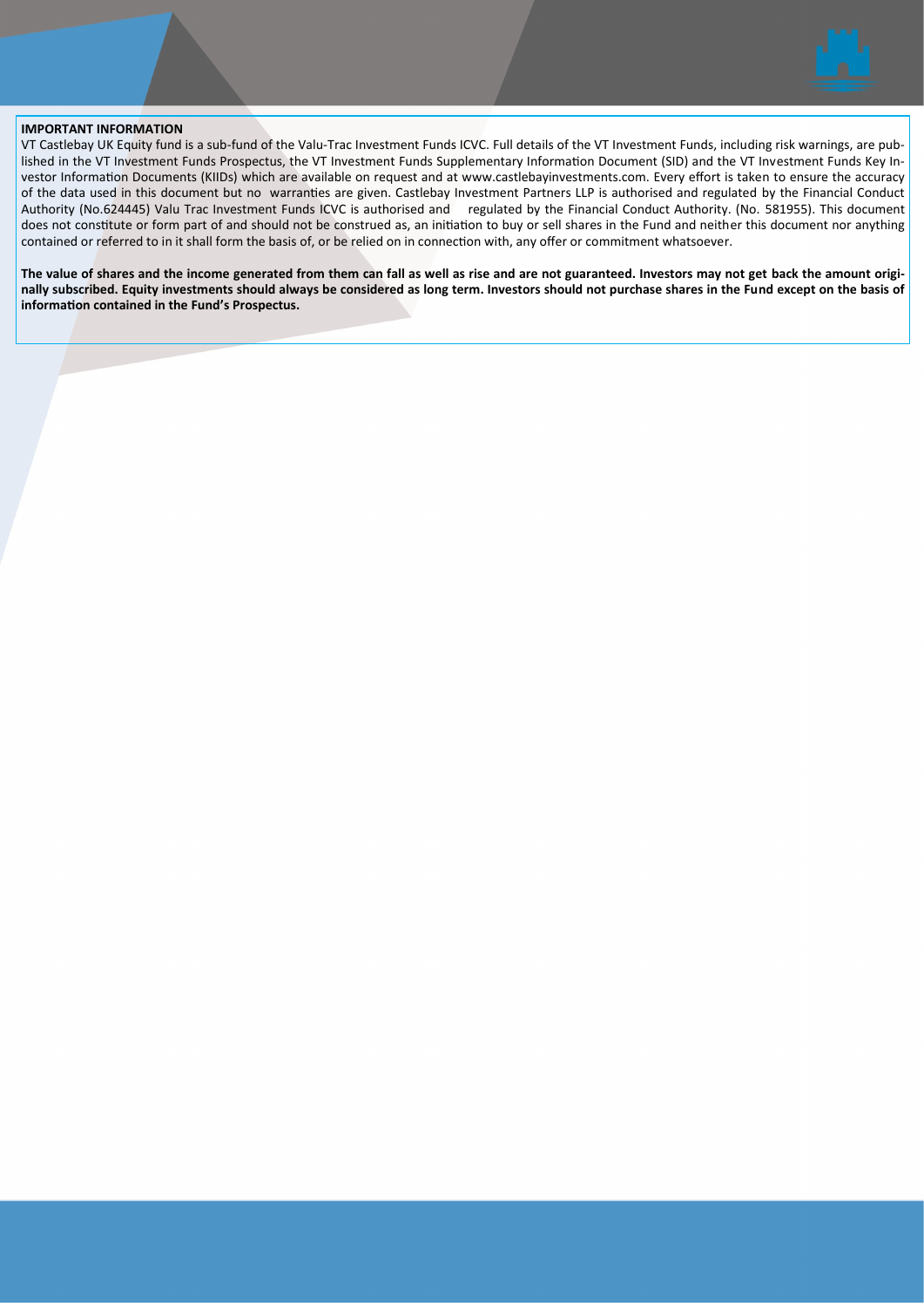**IMPORTANT INFORMATION**

VT Castlebay UK Equity fund is a sub-fund of the Valu-Trac Investment Funds ICVC. Full details of the VT Investment Funds, including risk warnings, are published in the VT Investment Funds Prospectus, the VT Investment Funds Supplementary Information Document (SID) and the VT Investment Funds Key Investor Information Documents (KIIDs) which are available on request and at www.castlebayinvestments.com. Every effort is taken to ensure the accuracy of the data used in this document but no warranties are given. Castlebay Investment Partners LLP is authorised and regulated by the Financial Conduct Authority (No.624445) Valu Trac Investment Funds ICVC is authorised and regulated by the Financial Conduct Authority. (No. 581955). This document does not constitute or form part of and should not be construed as, an initiation to buy or sell shares in the Fund and neither this document nor anything contained or referred to in it shall form the basis of, or be relied on in connection with, any offer or commitment whatsoever.

**The value of shares and the income generated from them can fall as well as rise and are not guaranteed. Investors may not get back the amount originally subscribed. Equity investments should always be considered as long term. Investors should not purchase shares in the Fund except on the basis of information contained in the Fund's Prospectus.**